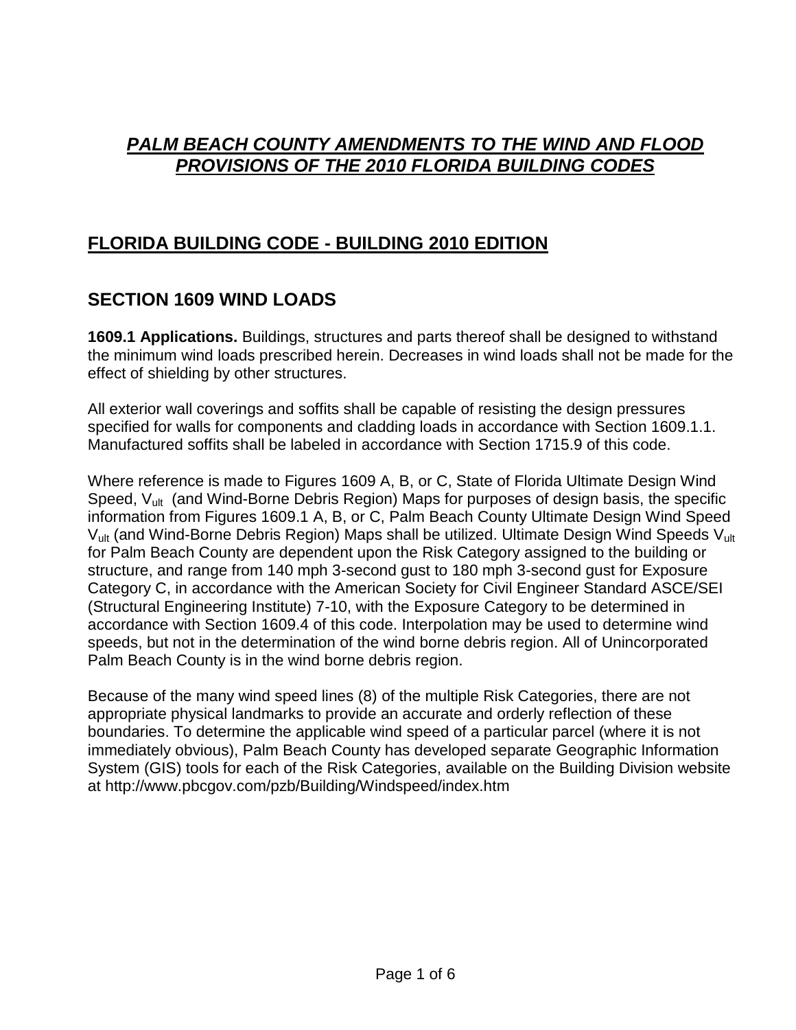# ***PALM BEACH COUNTY AMENDMENTS TO THE WIND AND FLOOD PROVISIONS OF THE 2010 FLORIDA BUILDING CODES***

## FLORIDA BUILDING CODE - BUILDING 2010 EDITION

## SECTION 1609 WIND LOADS

**1609.1 Applications.** Buildings, structures and parts thereof shall be designed to withstand the minimum wind loads prescribed herein. Decreases in wind loads shall not be made for the effect of shielding by other structures.

All exterior wall coverings and soffits shall be capable of resisting the design pressures specified for walls for components and cladding loads in accordance with Section 1609.1.1. Manufactured soffits shall be labeled in accordance with Section 1715.9 of this code.

Where reference is made to Figures 1609 A, B, or C, State of Florida Ultimate Design Wind Speed, $V_{ult}$ (and Wind-Borne Debris Region) Maps for purposes of design basis, the specific information from Figures 1609.1 A, B, or C, Palm Beach County Ultimate Design Wind Speed $V_{ult}$ (and Wind-Borne Debris Region) Maps shall be utilized. Ultimate Design Wind Speeds $V_{ult}$ for Palm Beach County are dependent upon the Risk Category assigned to the building or structure, and range from 140 mph 3-second gust to 180 mph 3-second gust for Exposure Category C, in accordance with the American Society for Civil Engineer Standard ASCE/SEI (Structural Engineering Institute) 7-10, with the Exposure Category to be determined in accordance with Section 1609.4 of this code. Interpolation may be used to determine wind speeds, but not in the determination of the wind borne debris region. All of Unincorporated Palm Beach County is in the wind borne debris region.

Because of the many wind speed lines (8) of the multiple Risk Categories, there are not appropriate physical landmarks to provide an accurate and orderly reflection of these boundaries. To determine the applicable wind speed of a particular parcel (where it is not immediately obvious), Palm Beach County has developed separate Geographic Information System (GIS) tools for each of the Risk Categories, available on the Building Division website at http://www.pbcgov.com/pzb/Building/Windspeed/index.htm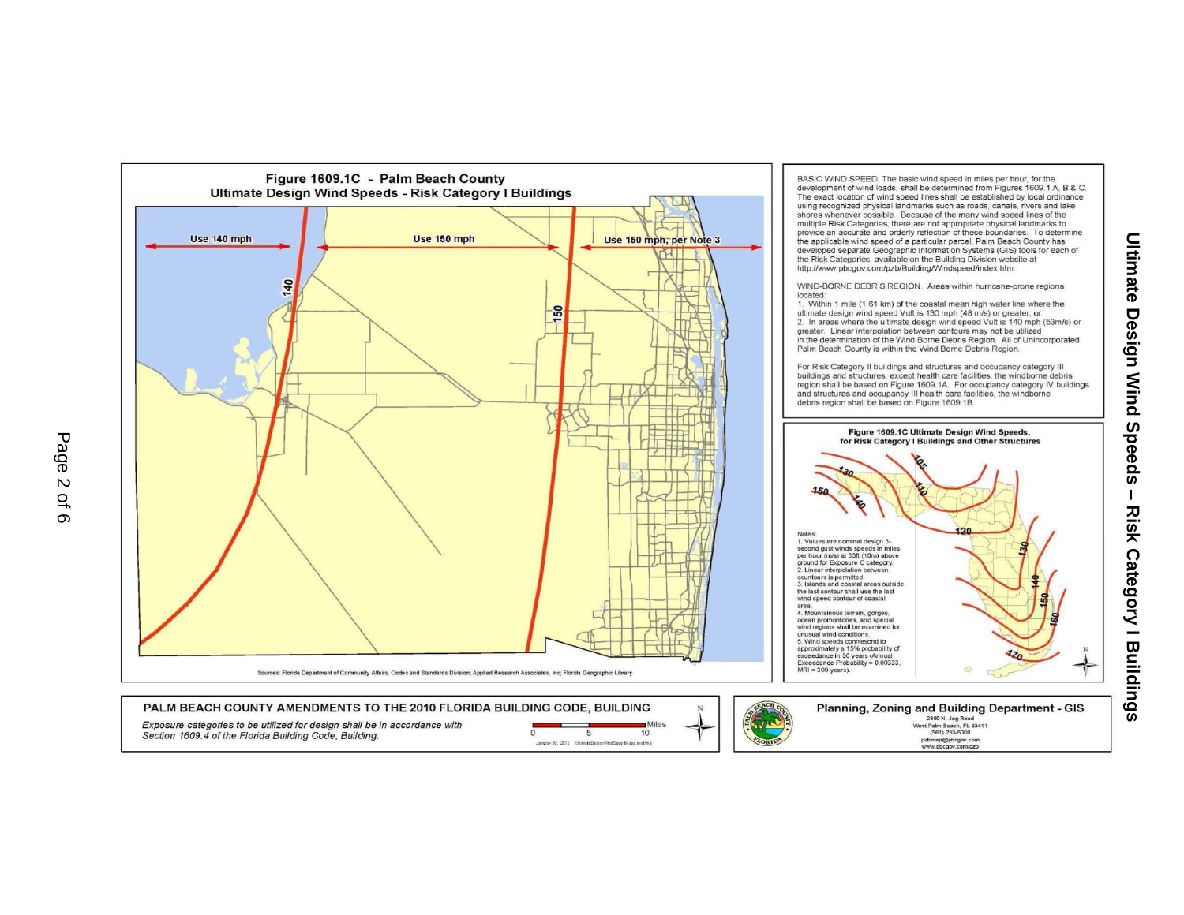# Ultimate Design Wind Speeds – Risk Category I Buildings

## Figure 1609.1C - Palm Beach County Ultimate Design Wind Speeds - Risk Category I Buildings

Use 140 mph | Use 150 mph | Use 150 mph, per Note 3

140

150

Sources: Florida Department of Community Affairs, Codes and Standards Division; Applied Research Associates, Inc; Florida Geographic Library

BASIC WIND SPEED. The basic wind speed in miles per hour, for the development of wind loads, shall be determined from Figures 1609.1 A, B & C. The exact location of wind speed lines shall be established by local ordinance using recognized physical landmarks such as roads, canals, rivers and lake shores whenever possible. Because of the many wind speed lines of the multiple Risk Categories, there are not appropriate physical landmarks to provide an accurate and orderly reflection of these boundaries. To determine the applicable wind speed of a particular parcel, Palm Beach County has developed separate Geographic Information Systems (GIS) tools for each of the Risk Categories, available on the Building Division website at http://www.pbcgov.com/pzb/Building/Windspeed/index.htm.

WIND-BORNE DEBRIS REGION. Areas within hurricane-prone regions located:

1. Within 1 mile (1.61 km) of the coastal mean high water line where the ultimate design wind speed Vult is 130 mph (48 m/s) or greater; or
2. In areas where the ultimate design wind speed Vult is 140 mph (53m/s) or greater. Linear interpolation between contours may not be utilized in the determination of the Wind Borne Debris Region. All of Unincorporated Palm Beach County is within the Wind Borne Debris Region.

For Risk Category II buildings and structures and occupancy category III buildings and structures, except health care facilities, the windborne debris region shall be based on Figure 1609.1A. For occupancy category IV buildings and structures and occupancy III health care facilities, the windborne debris region shall be based on Figure 1609.1B.

### Figure 1609.1C Ultimate Design Wind Speeds, for Risk Category I Buildings and Other Structures

Notes:

1. Values are nominal design 3-second gust winds speeds in miles per hour (m/s) at 33ft (10m) above ground for Exposure C category.
2. Linear interpolation between contours is permitted.
3. Islands and coastal areas outside the last contour shall use the last wind speed contour of coastal area.
4. Mountainous terrain, gorges, ocean promontories, and special wind regions shall be examined for unusual wind conditions.
5. Wind speeds correspond to approximately a 15% probability of exceedance in 50 years (Annual Exceedance Probability = 0.00333, MRI = 300 years).

**PALM BEACH COUNTY AMENDMENTS TO THE 2010 FLORIDA BUILDING CODE, BUILDING**

*Exposure categories to be utilized for design shall be in accordance with Section 1609.4 of the Florida Building Code, Building.*

Miles: 0 5 10

January 30, 2012 UltimateDesignWindSpeedMaps.mxd

**Planning, Zoning and Building Department - GIS**

2300 N. Jog Road
West Palm Beach, FL 33411
(561) 233-5000
pzbmap@pbcgov.com
www.pbcgov.com/pzb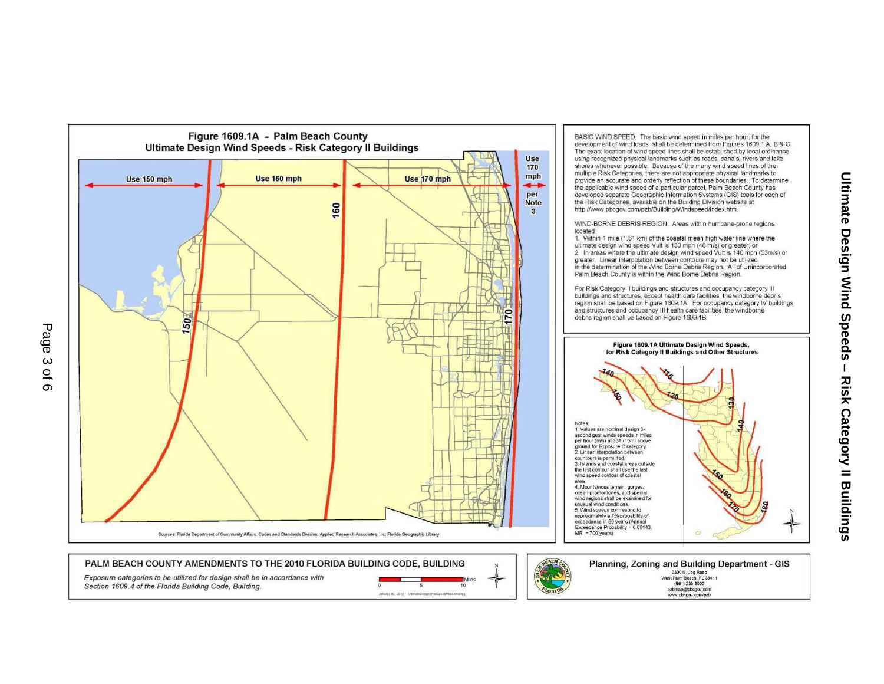# Figure 1609.1A - Palm Beach County
## Ultimate Design Wind Speeds - Risk Category II Buildings

Use 150 mph | Use 160 mph | Use 170 mph | Use 170 mph per Note 3

150 | 160 | 170

Sources: Florida Department of Community Affairs, Codes and Standards Division; Applied Research Associates, Inc; Florida Geographic Library

BASIC WIND SPEED. The basic wind speed in miles per hour, for the development of wind loads, shall be determined from Figures 1609.1 A, B & C. The exact location of wind speed lines shall be established by local ordinance using recognized physical landmarks such as roads, canals, rivers and lake shores whenever possible. Because of the many wind speed lines of the multiple Risk Categories, there are not appropriate physical landmarks to provide an accurate and orderly reflection of these boundaries. To determine the applicable wind speed of a particular parcel, Palm Beach County has developed separate Geographic Information Systems (GIS) tools for each of the Risk Categories, available on the Building Division website at http://www.pbcgov.com/pzb/Building/Windspeed/index.htm.

WIND-BORNE DEBRIS REGION. Areas within hurricane-prone regions located:

1. Within 1 mile (1.61 km) of the coastal mean high water line where the ultimate design wind speed Vult is 130 mph (48 m/s) or greater; or
2. In areas where the ultimate design wind speed Vult is 140 mph (53m/s) or greater. Linear interpolation between contours may not be utilized in the determination of the Wind Borne Debris Region. All of Unincorporated Palm Beach County is within the Wind Borne Debris Region.

For Risk Category II buildings and structures and occupancy category III buildings and structures, except health care facilities, the windborne debris region shall be based on Figure 1609.1A. For occupancy category IV buildings and structures and occupancy III health care facilities, the windborne debris region shall be based on Figure 1609.1B.

**Figure 1609.1A Ultimate Design Wind Speeds, for Risk Category II Buildings and Other Structures**

140 | 115 | 120 | 130 | 140 | 150 | 160 | 170 | 180

Notes:
1. Values are nominal design 3-second gust winds speeds in miles per hour (m/s) at 33ft (10m) above ground for Exposure C category.
2. Linear interpolation between countours is permitted.
3. Islands and coastal areas outside the last contour shall use the last wind speed contour of coastal area.
4. Mountainous terrain, gorges, ocean promontories, and special wind regions shall be examined for unusual wind conditions.
5. Wind speeds conrresond to approximately a 7% probability of exceedance in 50 years (Annual Exceedance Probability = 0.00143, MRI = 700 years).

## PALM BEACH COUNTY AMENDMENTS TO THE 2010 FLORIDA BUILDING CODE, BUILDING

*Exposure categories to be utilized for design shall be in accordance with Section 1609.4 of the Florida Building Code, Building.*

Miles 0 5 10

January 30, 2012 UltimateDesignWindSpeedMaps.mxd

**Planning, Zoning and Building Department - GIS**
2300 N. Jog Road
West Palm Beach, FL 33411
(561) 233-5000
pzbmap@pbcgov.com
www.pbcgov.com/pzb

Ultimate Design Wind Speeds – Risk Category II Buildings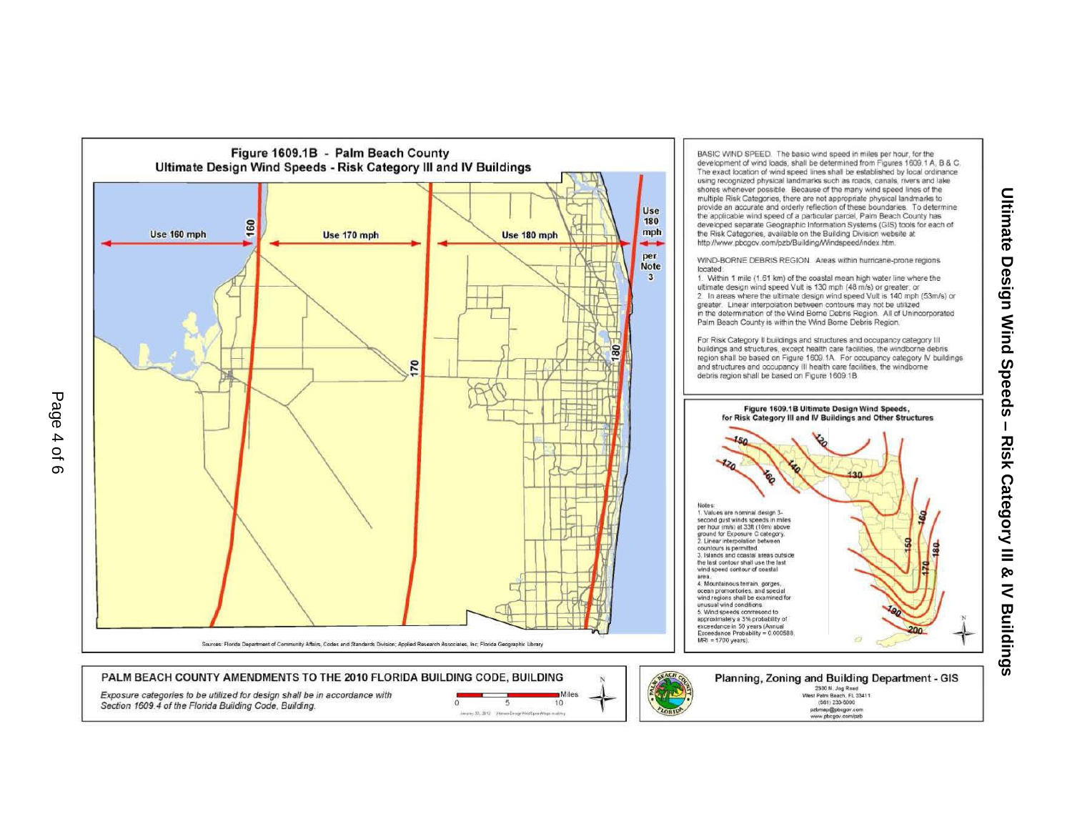## Figure 1609.1B - Palm Beach County
## Ultimate Design Wind Speeds - Risk Category III and IV Buildings

Use 160 mph | 160 | Use 170 mph | 170 | Use 180 mph | 180 | Use 180 mph per Note 3

Sources: Florida Department of Community Affairs, Codes and Standards Division; Applied Research Associates, Inc; Florida Geographic Library

BASIC WIND SPEED. The basic wind speed in miles per hour, for the development of wind loads, shall be determined from Figures 1609.1 A, B & C. The exact location of wind speed lines shall be established by local ordinance using recognized physical landmarks such as roads, canals, rivers and lake shores whenever possible. Because of the many wind speed lines of the multiple Risk Categories, there are not appropriate physical landmarks to provide an accurate and orderly reflection of these boundaries. To determine the applicable wind speed of a particular parcel, Palm Beach County has developed separate Geographic Information Systems (GIS) tools for each of the Risk Categories, available on the Building Division website at http://www.pbcgov.com/pzb/Building/Windspeed/index.htm.

WIND-BORNE DEBRIS REGION. Areas within hurricane-prone regions located:

1. Within 1 mile (1.61 km) of the coastal mean high water line where the ultimate design wind speed Vult is 130 mph (48 m/s) or greater; or
2. In areas where the ultimate design wind speed Vult is 140 mph (53m/s) or greater. Linear interpolation between contours may not be utilized in the determination of the Wind Borne Debris Region. All of Unincorporated Palm Beach County is within the Wind Borne Debris Region.

For Risk Category II buildings and structures and occupancy category III buildings and structures, except health care facilities, the windborne debris region shall be based on Figure 1609.1A. For occupancy category IV buildings and structures and occupancy III health care facilities, the windborne debris region shall be based on Figure 1609.1B.

### Figure 1609.1B Ultimate Design Wind Speeds, for Risk Category III and IV Buildings and Other Structures

Notes:

1. Values are nominal design 3-second gust winds speeds in miles per hour (m/s) at 33ft (10m) above ground for Exposure C category.
2. Linear interpolation between contours is permitted.
3. Islands and coastal areas outside the last contour shall use the last wind speed contour of coastal area.
4. Mountainous terrain, gorges, ocean promontories, and special wind regions shall be examined for unusual wind conditions.
5. Wind speeds correspond to approximately a 3% probability of exceedance in 50 years (Annual Exceedance Probability = 0.000588, MRI = 1700 years).

**PALM BEACH COUNTY AMENDMENTS TO THE 2010 FLORIDA BUILDING CODE, BUILDING**

*Exposure categories to be utilized for design shall be in accordance with Section 1609.4 of the Florida Building Code, Building.*

**Planning, Zoning and Building Department - GIS**

2300 N. Jog Road
West Palm Beach, FL 33411
(561) 233-5000
pzbmap@pbcgov.com
www.pbcgov.com/pzb

**Ultimate Design Wind Speeds – Risk Category III & IV Buildings**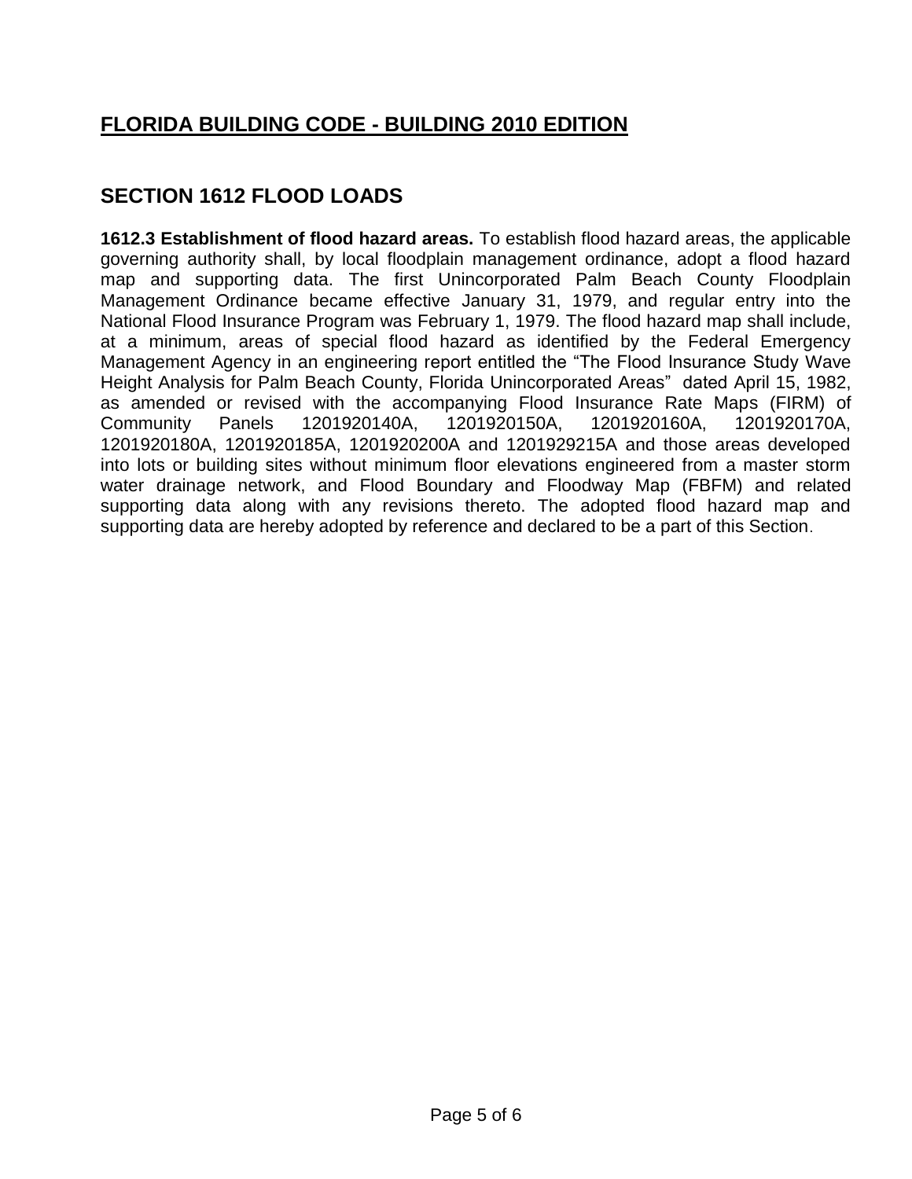## FLORIDA BUILDING CODE - BUILDING 2010 EDITION

## SECTION 1612 FLOOD LOADS

**1612.3 Establishment of flood hazard areas.** To establish flood hazard areas, the applicable governing authority shall, by local floodplain management ordinance, adopt a flood hazard map and supporting data. The first Unincorporated Palm Beach County Floodplain Management Ordinance became effective January 31, 1979, and regular entry into the National Flood Insurance Program was February 1, 1979. The flood hazard map shall include, at a minimum, areas of special flood hazard as identified by the Federal Emergency Management Agency in an engineering report entitled the "The Flood Insurance Study Wave Height Analysis for Palm Beach County, Florida Unincorporated Areas" dated April 15, 1982, as amended or revised with the accompanying Flood Insurance Rate Maps (FIRM) of Community Panels 1201920140A, 1201920150A, 1201920160A, 1201920170A, 1201920180A, 1201920185A, 1201920200A and 1201929215A and those areas developed into lots or building sites without minimum floor elevations engineered from a master storm water drainage network, and Flood Boundary and Floodway Map (FBFM) and related supporting data along with any revisions thereto. The adopted flood hazard map and supporting data are hereby adopted by reference and declared to be a part of this Section.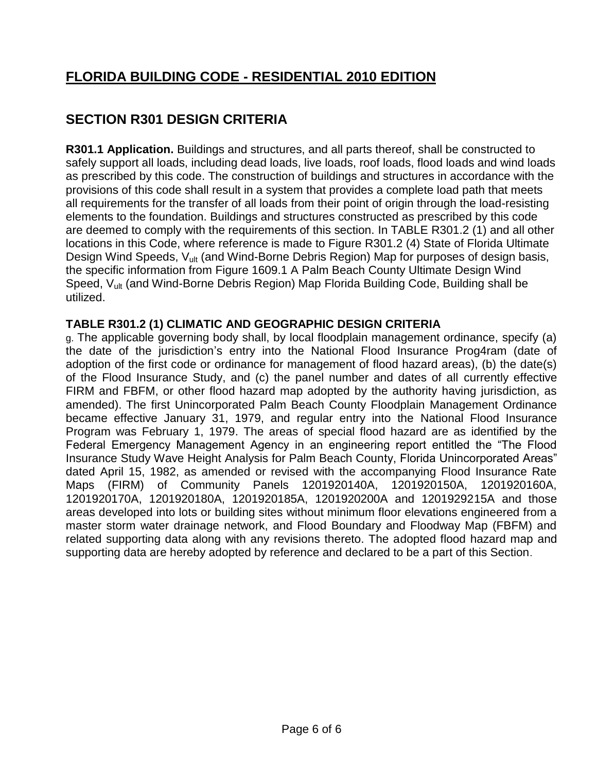# FLORIDA BUILDING CODE - RESIDENTIAL 2010 EDITION

## SECTION R301 DESIGN CRITERIA

**R301.1 Application.** Buildings and structures, and all parts thereof, shall be constructed to safely support all loads, including dead loads, live loads, roof loads, flood loads and wind loads as prescribed by this code. The construction of buildings and structures in accordance with the provisions of this code shall result in a system that provides a complete load path that meets all requirements for the transfer of all loads from their point of origin through the load-resisting elements to the foundation. Buildings and structures constructed as prescribed by this code are deemed to comply with the requirements of this section. In TABLE R301.2 (1) and all other locations in this Code, where reference is made to Figure R301.2 (4) State of Florida Ultimate Design Wind Speeds, $V_{ult}$ (and Wind-Borne Debris Region) Map for purposes of design basis, the specific information from Figure 1609.1 A Palm Beach County Ultimate Design Wind Speed, $V_{ult}$ (and Wind-Borne Debris Region) Map Florida Building Code, Building shall be utilized.

### TABLE R301.2 (1) CLIMATIC AND GEOGRAPHIC DESIGN CRITERIA

g. The applicable governing body shall, by local floodplain management ordinance, specify (a) the date of the jurisdiction's entry into the National Flood Insurance Prog4ram (date of adoption of the first code or ordinance for management of flood hazard areas), (b) the date(s) of the Flood Insurance Study, and (c) the panel number and dates of all currently effective FIRM and FBFM, or other flood hazard map adopted by the authority having jurisdiction, as amended). The first Unincorporated Palm Beach County Floodplain Management Ordinance became effective January 31, 1979, and regular entry into the National Flood Insurance Program was February 1, 1979. The areas of special flood hazard are as identified by the Federal Emergency Management Agency in an engineering report entitled the "The Flood Insurance Study Wave Height Analysis for Palm Beach County, Florida Unincorporated Areas" dated April 15, 1982, as amended or revised with the accompanying Flood Insurance Rate Maps (FIRM) of Community Panels 1201920140A, 1201920150A, 1201920160A, 1201920170A, 1201920180A, 1201920185A, 1201920200A and 1201929215A and those areas developed into lots or building sites without minimum floor elevations engineered from a master storm water drainage network, and Flood Boundary and Floodway Map (FBFM) and related supporting data along with any revisions thereto. The adopted flood hazard map and supporting data are hereby adopted by reference and declared to be a part of this Section.